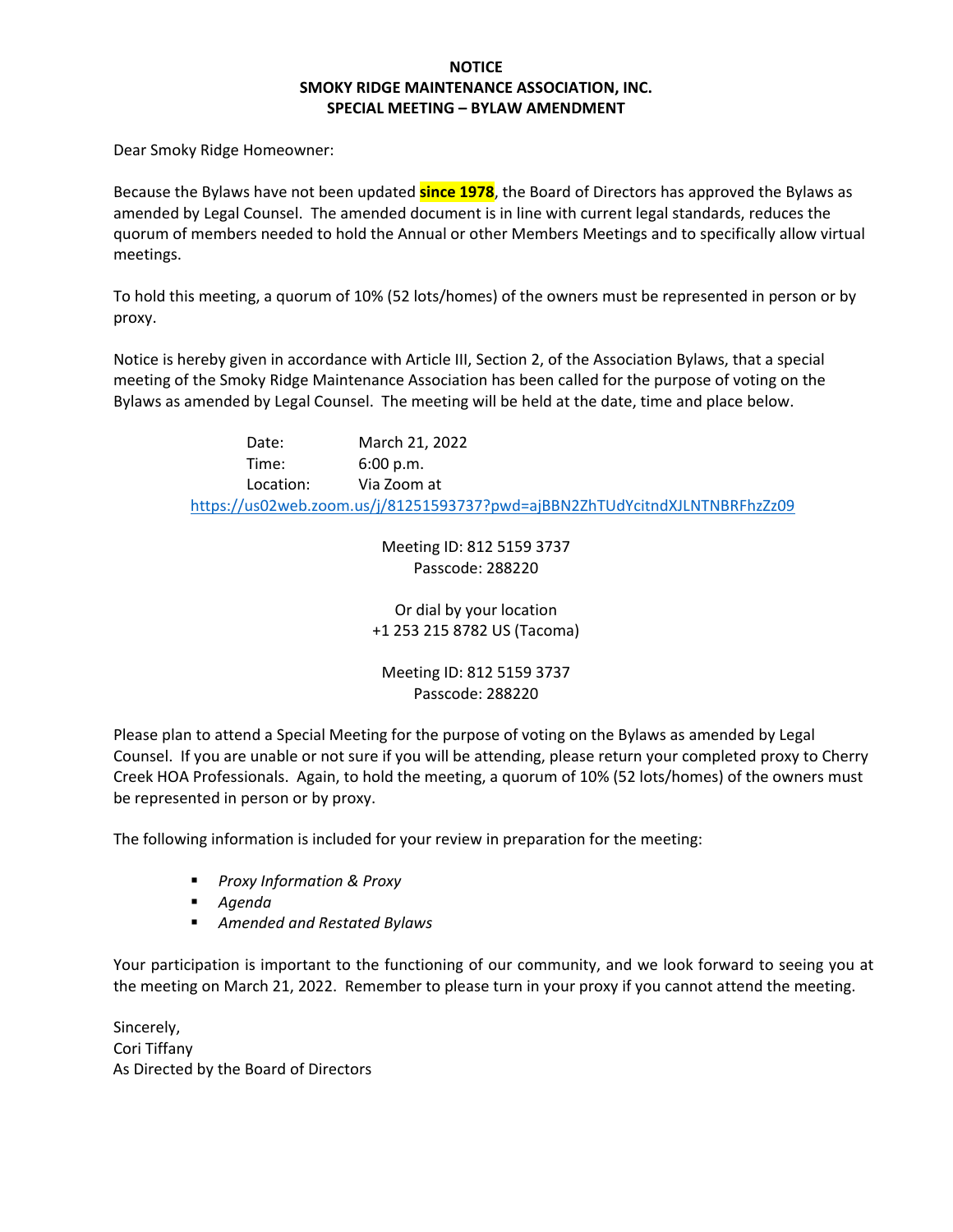**NOTICE**
**SMOKY RIDGE MAINTENANCE ASSOCIATION, INC.**
**SPECIAL MEETING – BYLAW AMENDMENT**

Dear Smoky Ridge Homeowner:

Because the Bylaws have not been updated **since 1978**, the Board of Directors has approved the Bylaws as amended by Legal Counsel. The amended document is in line with current legal standards, reduces the quorum of members needed to hold the Annual or other Members Meetings and to specifically allow virtual meetings.

To hold this meeting, a quorum of 10% (52 lots/homes) of the owners must be represented in person or by proxy.

Notice is hereby given in accordance with Article III, Section 2, of the Association Bylaws, that a special meeting of the Smoky Ridge Maintenance Association has been called for the purpose of voting on the Bylaws as amended by Legal Counsel. The meeting will be held at the date, time and place below.

Date: March 21, 2022
Time: 6:00 p.m.
Location: Via Zoom at
https://us02web.zoom.us/j/81251593737?pwd=ajBBN2ZhTUdYcitndXJLNTNBRFhzZz09

Meeting ID: 812 5159 3737
Passcode: 288220

Or dial by your location
+1 253 215 8782 US (Tacoma)

Meeting ID: 812 5159 3737
Passcode: 288220

Please plan to attend a Special Meeting for the purpose of voting on the Bylaws as amended by Legal Counsel. If you are unable or not sure if you will be attending, please return your completed proxy to Cherry Creek HOA Professionals. Again, to hold the meeting, a quorum of 10% (52 lots/homes) of the owners must be represented in person or by proxy.

The following information is included for your review in preparation for the meeting:

- *Proxy Information & Proxy*
- *Agenda*
- *Amended and Restated Bylaws*

Your participation is important to the functioning of our community, and we look forward to seeing you at the meeting on March 21, 2022. Remember to please turn in your proxy if you cannot attend the meeting.

Sincerely,
Cori Tiffany
As Directed by the Board of Directors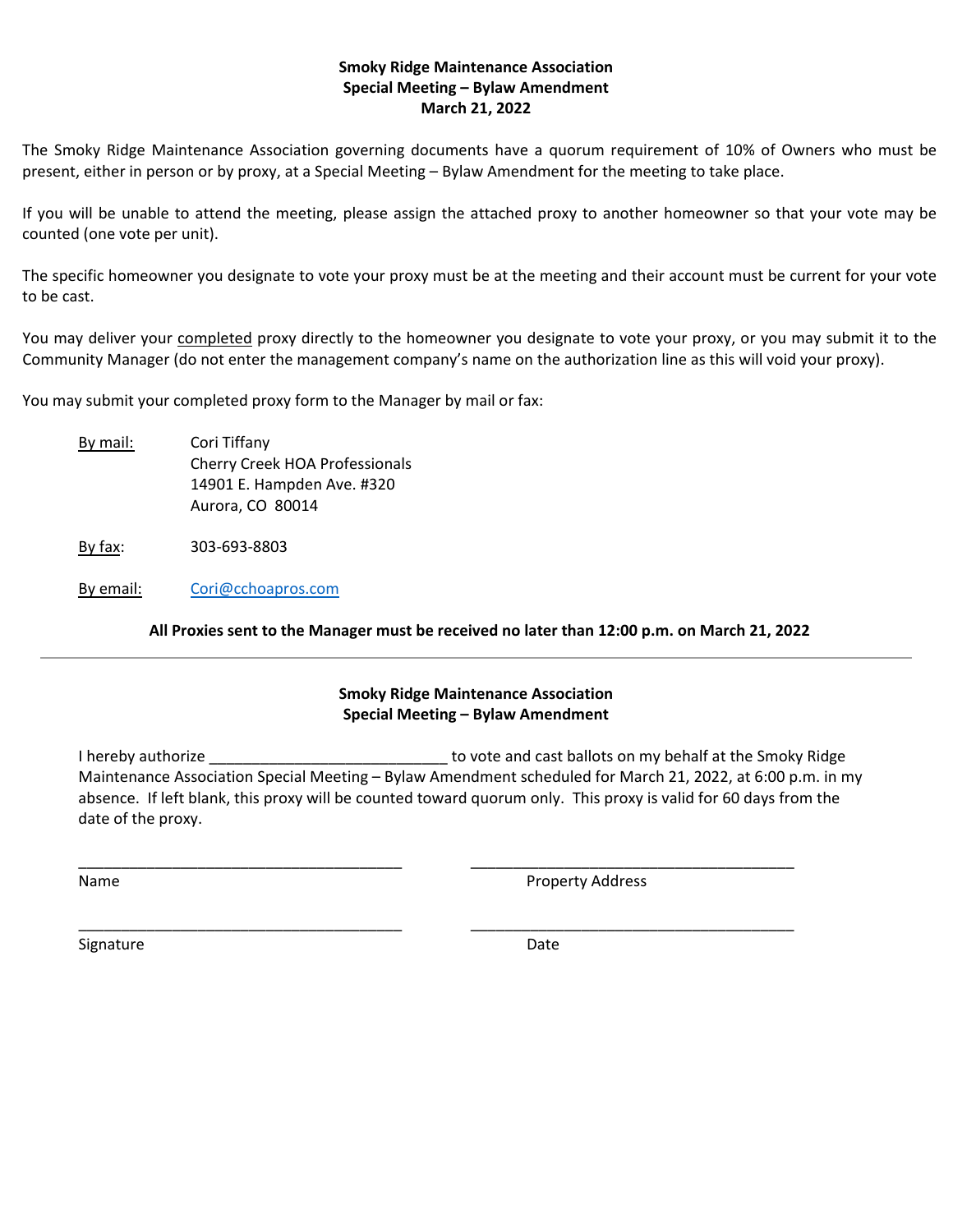**Smoky Ridge Maintenance Association**
**Special Meeting – Bylaw Amendment**
**March 21, 2022**

The Smoky Ridge Maintenance Association governing documents have a quorum requirement of 10% of Owners who must be present, either in person or by proxy, at a Special Meeting – Bylaw Amendment for the meeting to take place.

If you will be unable to attend the meeting, please assign the attached proxy to another homeowner so that your vote may be counted (one vote per unit).

The specific homeowner you designate to vote your proxy must be at the meeting and their account must be current for your vote to be cast.

You may deliver your <u>completed</u> proxy directly to the homeowner you designate to vote your proxy, or you may submit it to the Community Manager (do not enter the management company's name on the authorization line as this will void your proxy).

You may submit your completed proxy form to the Manager by mail or fax:

<u>By mail:</u> Cori Tiffany
Cherry Creek HOA Professionals
14901 E. Hampden Ave. #320
Aurora, CO 80014

<u>By fax</u>: 303-693-8803

<u>By email:</u> Cori@cchoapros.com

**All Proxies sent to the Manager must be received no later than 12:00 p.m. on March 21, 2022**

---

**Smoky Ridge Maintenance Association**
**Special Meeting – Bylaw Amendment**

I hereby authorize ___________________________ to vote and cast ballots on my behalf at the Smoky Ridge Maintenance Association Special Meeting – Bylaw Amendment scheduled for March 21, 2022, at 6:00 p.m. in my absence. If left blank, this proxy will be counted toward quorum only. This proxy is valid for 60 days from the date of the proxy.

______________________________________ ______________________________________
Name Property Address

______________________________________ ______________________________________
Signature Date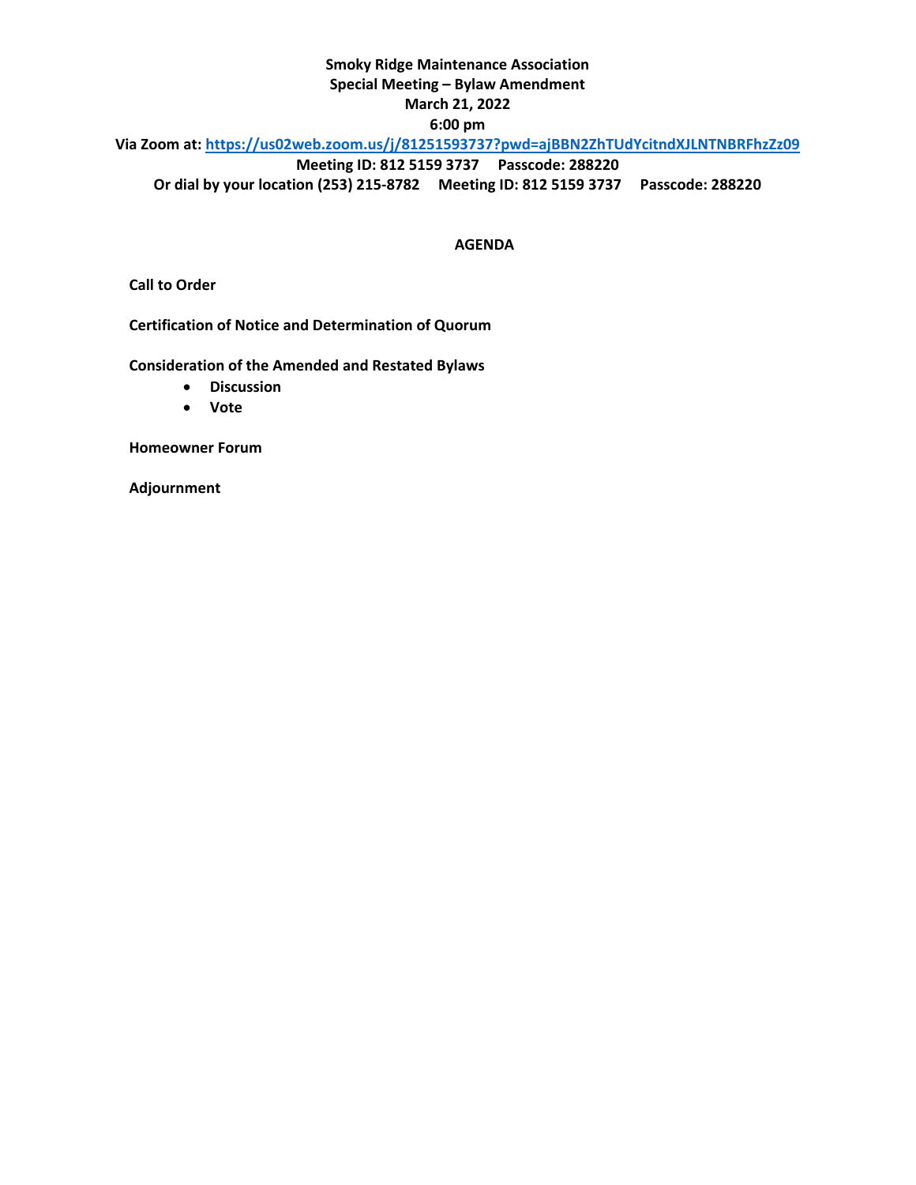**Smoky Ridge Maintenance Association**
**Special Meeting – Bylaw Amendment**
**March 21, 2022**
**6:00 pm**
**Via Zoom at: [https://us02web.zoom.us/j/81251593737?pwd=ajBBN2ZhTUdYcitndXJLNTNBRFhzZz09](https://us02web.zoom.us/j/81251593737?pwd=ajBBN2ZhTUdYcitndXJLNTNBRFhzZz09)**
**Meeting ID: 812 5159 3737 Passcode: 288220**
**Or dial by your location (253) 215-8782 Meeting ID: 812 5159 3737 Passcode: 288220**

## AGENDA

**Call to Order**

**Certification of Notice and Determination of Quorum**

**Consideration of the Amended and Restated Bylaws**

- **Discussion**
- **Vote**

**Homeowner Forum**

**Adjournment**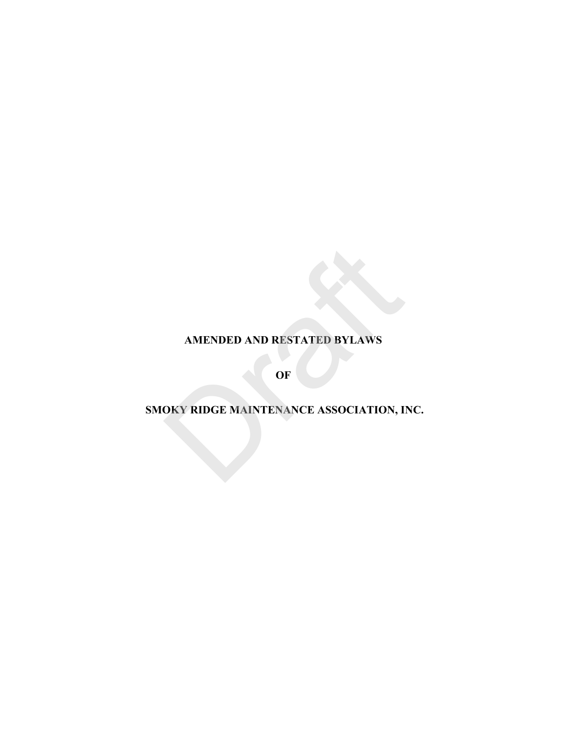# AMENDED AND RESTATED BYLAWS

# OF

# SMOKY RIDGE MAINTENANCE ASSOCIATION, INC.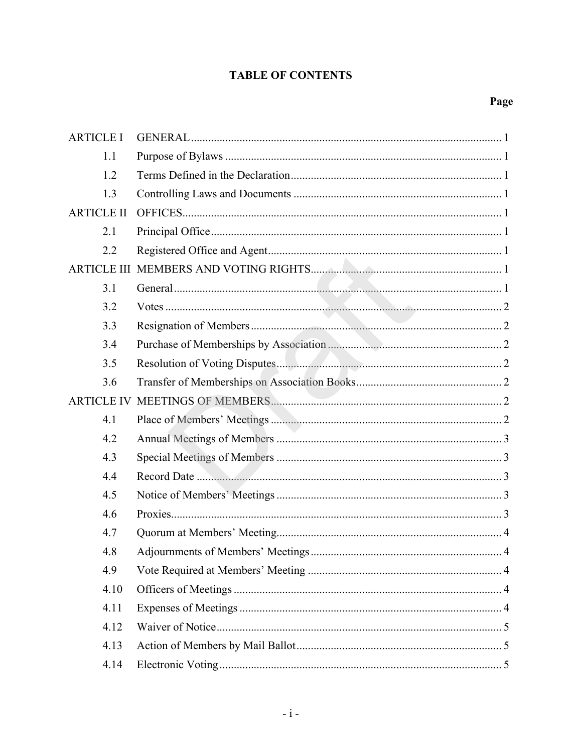# TABLE OF CONTENTS

| | | Page |
|---|---|---|
| ARTICLE I | GENERAL | 1 |
| 1.1 | Purpose of Bylaws | 1 |
| 1.2 | Terms Defined in the Declaration | 1 |
| 1.3 | Controlling Laws and Documents | 1 |
| ARTICLE II | OFFICES | 1 |
| 2.1 | Principal Office | 1 |
| 2.2 | Registered Office and Agent | 1 |
| ARTICLE III | MEMBERS AND VOTING RIGHTS | 1 |
| 3.1 | General | 1 |
| 3.2 | Votes | 2 |
| 3.3 | Resignation of Members | 2 |
| 3.4 | Purchase of Memberships by Association | 2 |
| 3.5 | Resolution of Voting Disputes | 2 |
| 3.6 | Transfer of Memberships on Association Books | 2 |
| ARTICLE IV | MEETINGS OF MEMBERS | 2 |
| 4.1 | Place of Members' Meetings | 2 |
| 4.2 | Annual Meetings of Members | 3 |
| 4.3 | Special Meetings of Members | 3 |
| 4.4 | Record Date | 3 |
| 4.5 | Notice of Members' Meetings | 3 |
| 4.6 | Proxies | 3 |
| 4.7 | Quorum at Members' Meeting | 4 |
| 4.8 | Adjournments of Members' Meetings | 4 |
| 4.9 | Vote Required at Members' Meeting | 4 |
| 4.10 | Officers of Meetings | 4 |
| 4.11 | Expenses of Meetings | 4 |
| 4.12 | Waiver of Notice | 5 |
| 4.13 | Action of Members by Mail Ballot | 5 |
| 4.14 | Electronic Voting | 5 |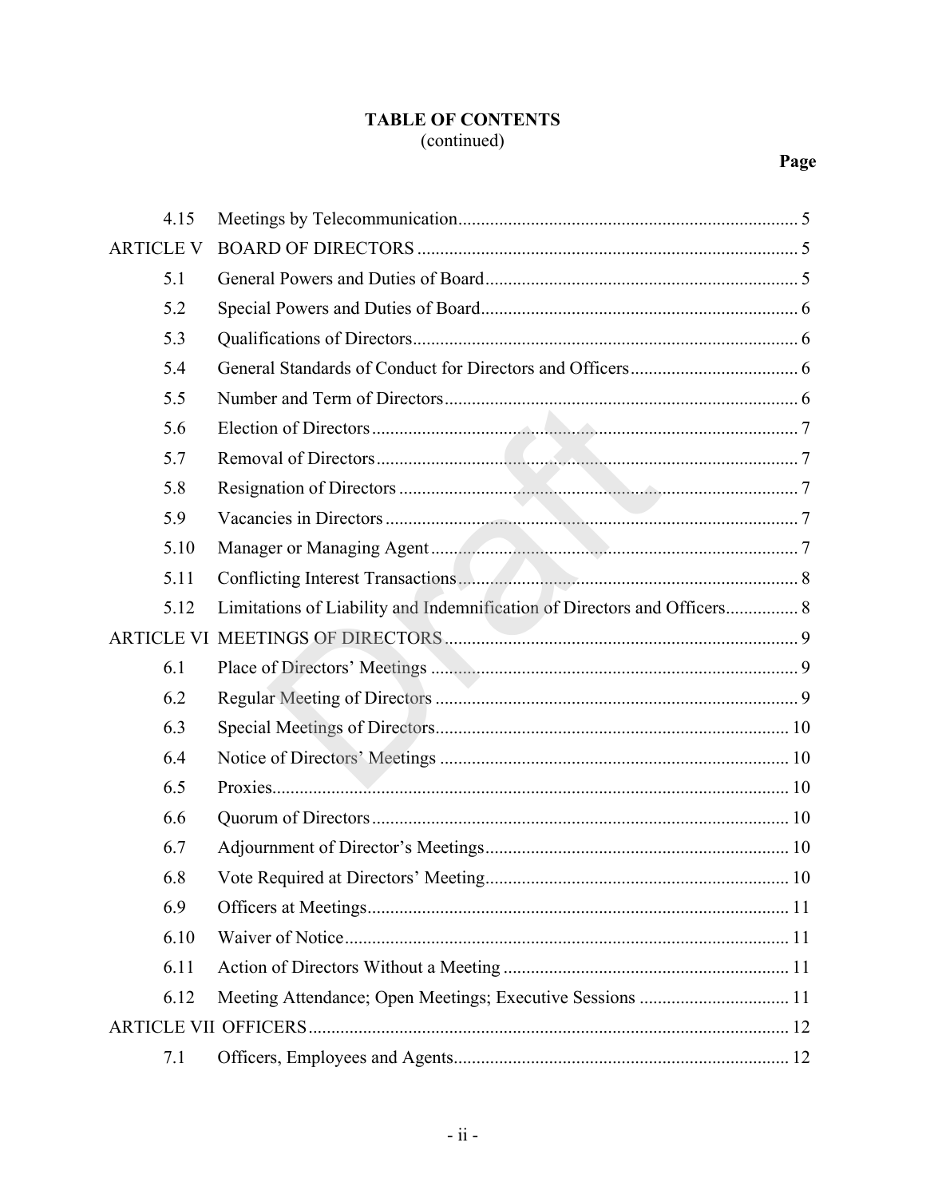## TABLE OF CONTENTS
(continued)

| | | Page |
|---|---|---|
| 4.15 | Meetings by Telecommunication | 5 |
| ARTICLE V | BOARD OF DIRECTORS | 5 |
| 5.1 | General Powers and Duties of Board | 5 |
| 5.2 | Special Powers and Duties of Board | 6 |
| 5.3 | Qualifications of Directors | 6 |
| 5.4 | General Standards of Conduct for Directors and Officers | 6 |
| 5.5 | Number and Term of Directors | 6 |
| 5.6 | Election of Directors | 7 |
| 5.7 | Removal of Directors | 7 |
| 5.8 | Resignation of Directors | 7 |
| 5.9 | Vacancies in Directors | 7 |
| 5.10 | Manager or Managing Agent | 7 |
| 5.11 | Conflicting Interest Transactions | 8 |
| 5.12 | Limitations of Liability and Indemnification of Directors and Officers | 8 |
| ARTICLE VI | MEETINGS OF DIRECTORS | 9 |
| 6.1 | Place of Directors' Meetings | 9 |
| 6.2 | Regular Meeting of Directors | 9 |
| 6.3 | Special Meetings of Directors | 10 |
| 6.4 | Notice of Directors' Meetings | 10 |
| 6.5 | Proxies | 10 |
| 6.6 | Quorum of Directors | 10 |
| 6.7 | Adjournment of Director's Meetings | 10 |
| 6.8 | Vote Required at Directors' Meeting | 10 |
| 6.9 | Officers at Meetings | 11 |
| 6.10 | Waiver of Notice | 11 |
| 6.11 | Action of Directors Without a Meeting | 11 |
| 6.12 | Meeting Attendance; Open Meetings; Executive Sessions | 11 |
| ARTICLE VII | OFFICERS | 12 |
| 7.1 | Officers, Employees and Agents | 12 |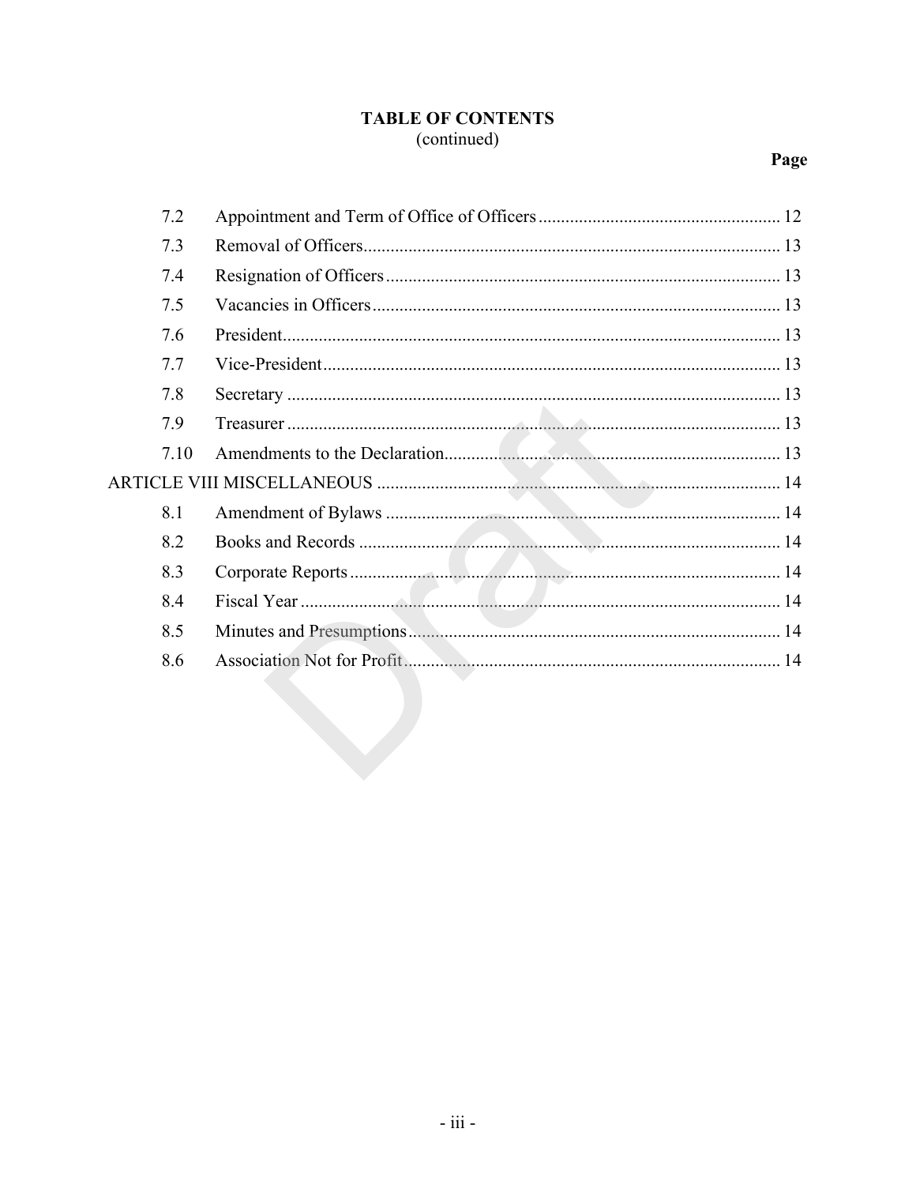## TABLE OF CONTENTS
(continued)

| | | Page |
|---|---|---|
| 7.2 | Appointment and Term of Office of Officers | 12 |
| 7.3 | Removal of Officers | 13 |
| 7.4 | Resignation of Officers | 13 |
| 7.5 | Vacancies in Officers | 13 |
| 7.6 | President | 13 |
| 7.7 | Vice-President | 13 |
| 7.8 | Secretary | 13 |
| 7.9 | Treasurer | 13 |
| 7.10 | Amendments to the Declaration | 13 |
| ARTICLE VIII MISCELLANEOUS | | 14 |
| 8.1 | Amendment of Bylaws | 14 |
| 8.2 | Books and Records | 14 |
| 8.3 | Corporate Reports | 14 |
| 8.4 | Fiscal Year | 14 |
| 8.5 | Minutes and Presumptions | 14 |
| 8.6 | Association Not for Profit | 14 |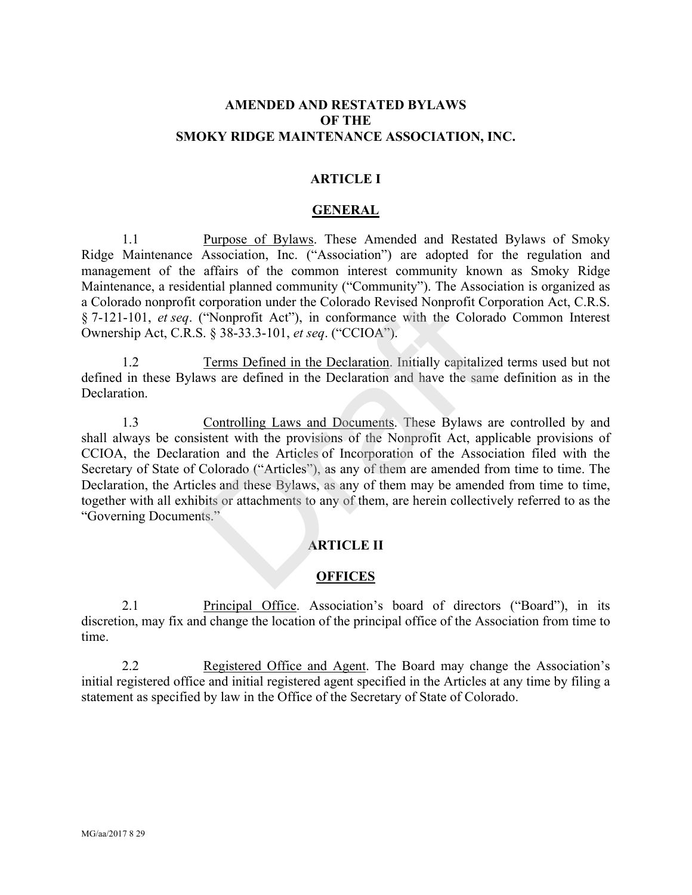# AMENDED AND RESTATED BYLAWS
# OF THE
# SMOKY RIDGE MAINTENANCE ASSOCIATION, INC.

## ARTICLE I

## GENERAL

1.1 Purpose of Bylaws. These Amended and Restated Bylaws of Smoky Ridge Maintenance Association, Inc. ("Association") are adopted for the regulation and management of the affairs of the common interest community known as Smoky Ridge Maintenance, a residential planned community ("Community"). The Association is organized as a Colorado nonprofit corporation under the Colorado Revised Nonprofit Corporation Act, C.R.S. § 7-121-101, *et seq*. ("Nonprofit Act"), in conformance with the Colorado Common Interest Ownership Act, C.R.S. § 38-33.3-101, *et seq*. ("CCIOA").

1.2 Terms Defined in the Declaration. Initially capitalized terms used but not defined in these Bylaws are defined in the Declaration and have the same definition as in the Declaration.

1.3 Controlling Laws and Documents. These Bylaws are controlled by and shall always be consistent with the provisions of the Nonprofit Act, applicable provisions of CCIOA, the Declaration and the Articles of Incorporation of the Association filed with the Secretary of State of Colorado ("Articles"), as any of them are amended from time to time. The Declaration, the Articles and these Bylaws, as any of them may be amended from time to time, together with all exhibits or attachments to any of them, are herein collectively referred to as the "Governing Documents."

## ARTICLE II

## OFFICES

2.1 Principal Office. Association's board of directors ("Board"), in its discretion, may fix and change the location of the principal office of the Association from time to time.

2.2 Registered Office and Agent. The Board may change the Association's initial registered office and initial registered agent specified in the Articles at any time by filing a statement as specified by law in the Office of the Secretary of State of Colorado.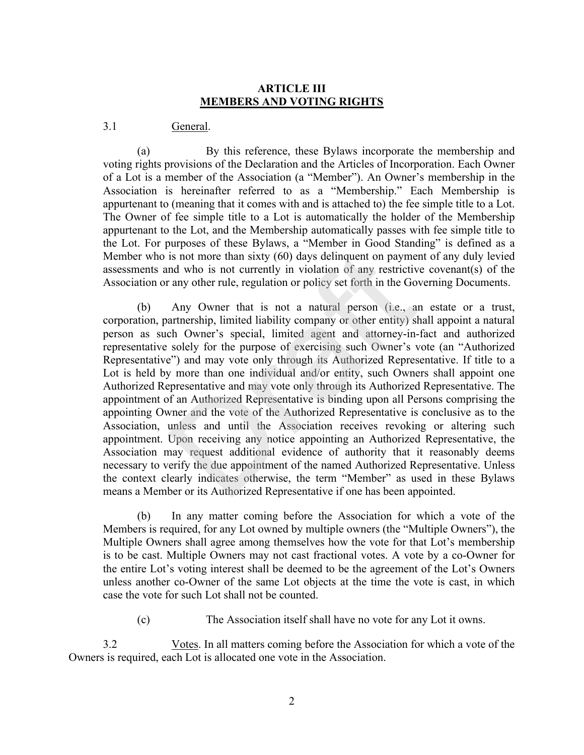## ARTICLE III
## MEMBERS AND VOTING RIGHTS

3.1 General.

(a) By this reference, these Bylaws incorporate the membership and voting rights provisions of the Declaration and the Articles of Incorporation. Each Owner of a Lot is a member of the Association (a "Member"). An Owner's membership in the Association is hereinafter referred to as a "Membership." Each Membership is appurtenant to (meaning that it comes with and is attached to) the fee simple title to a Lot. The Owner of fee simple title to a Lot is automatically the holder of the Membership appurtenant to the Lot, and the Membership automatically passes with fee simple title to the Lot. For purposes of these Bylaws, a "Member in Good Standing" is defined as a Member who is not more than sixty (60) days delinquent on payment of any duly levied assessments and who is not currently in violation of any restrictive covenant(s) of the Association or any other rule, regulation or policy set forth in the Governing Documents.

(b) Any Owner that is not a natural person (i.e., an estate or a trust, corporation, partnership, limited liability company or other entity) shall appoint a natural person as such Owner's special, limited agent and attorney-in-fact and authorized representative solely for the purpose of exercising such Owner's vote (an "Authorized Representative") and may vote only through its Authorized Representative. If title to a Lot is held by more than one individual and/or entity, such Owners shall appoint one Authorized Representative and may vote only through its Authorized Representative. The appointment of an Authorized Representative is binding upon all Persons comprising the appointing Owner and the vote of the Authorized Representative is conclusive as to the Association, unless and until the Association receives revoking or altering such appointment. Upon receiving any notice appointing an Authorized Representative, the Association may request additional evidence of authority that it reasonably deems necessary to verify the due appointment of the named Authorized Representative. Unless the context clearly indicates otherwise, the term "Member" as used in these Bylaws means a Member or its Authorized Representative if one has been appointed.

(b) In any matter coming before the Association for which a vote of the Members is required, for any Lot owned by multiple owners (the "Multiple Owners"), the Multiple Owners shall agree among themselves how the vote for that Lot's membership is to be cast. Multiple Owners may not cast fractional votes. A vote by a co-Owner for the entire Lot's voting interest shall be deemed to be the agreement of the Lot's Owners unless another co-Owner of the same Lot objects at the time the vote is cast, in which case the vote for such Lot shall not be counted.

(c) The Association itself shall have no vote for any Lot it owns.

3.2 Votes. In all matters coming before the Association for which a vote of the Owners is required, each Lot is allocated one vote in the Association.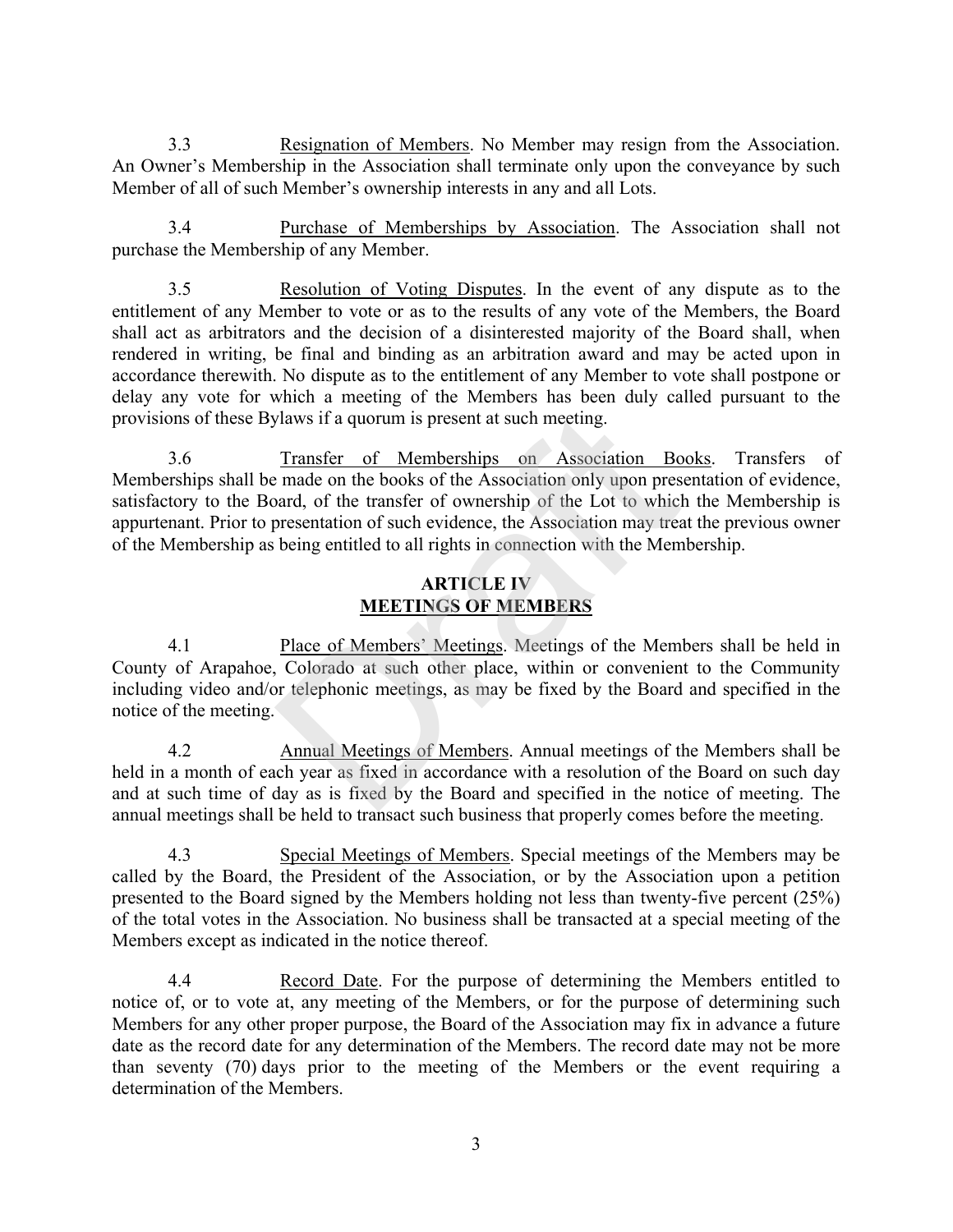3.3 Resignation of Members. No Member may resign from the Association. An Owner's Membership in the Association shall terminate only upon the conveyance by such Member of all of such Member's ownership interests in any and all Lots.

3.4 Purchase of Memberships by Association. The Association shall not purchase the Membership of any Member.

3.5 Resolution of Voting Disputes. In the event of any dispute as to the entitlement of any Member to vote or as to the results of any vote of the Members, the Board shall act as arbitrators and the decision of a disinterested majority of the Board shall, when rendered in writing, be final and binding as an arbitration award and may be acted upon in accordance therewith. No dispute as to the entitlement of any Member to vote shall postpone or delay any vote for which a meeting of the Members has been duly called pursuant to the provisions of these Bylaws if a quorum is present at such meeting.

3.6 Transfer of Memberships on Association Books. Transfers of Memberships shall be made on the books of the Association only upon presentation of evidence, satisfactory to the Board, of the transfer of ownership of the Lot to which the Membership is appurtenant. Prior to presentation of such evidence, the Association may treat the previous owner of the Membership as being entitled to all rights in connection with the Membership.

## ARTICLE IV
## MEETINGS OF MEMBERS

4.1 Place of Members' Meetings. Meetings of the Members shall be held in County of Arapahoe, Colorado at such other place, within or convenient to the Community including video and/or telephonic meetings, as may be fixed by the Board and specified in the notice of the meeting.

4.2 Annual Meetings of Members. Annual meetings of the Members shall be held in a month of each year as fixed in accordance with a resolution of the Board on such day and at such time of day as is fixed by the Board and specified in the notice of meeting. The annual meetings shall be held to transact such business that properly comes before the meeting.

4.3 Special Meetings of Members. Special meetings of the Members may be called by the Board, the President of the Association, or by the Association upon a petition presented to the Board signed by the Members holding not less than twenty-five percent (25%) of the total votes in the Association. No business shall be transacted at a special meeting of the Members except as indicated in the notice thereof.

4.4 Record Date. For the purpose of determining the Members entitled to notice of, or to vote at, any meeting of the Members, or for the purpose of determining such Members for any other proper purpose, the Board of the Association may fix in advance a future date as the record date for any determination of the Members. The record date may not be more than seventy (70) days prior to the meeting of the Members or the event requiring a determination of the Members.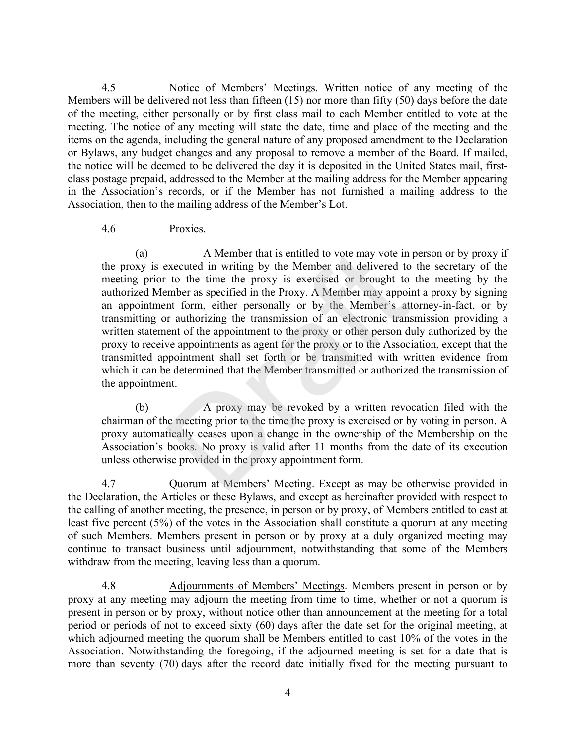4.5 Notice of Members' Meetings. Written notice of any meeting of the Members will be delivered not less than fifteen (15) nor more than fifty (50) days before the date of the meeting, either personally or by first class mail to each Member entitled to vote at the meeting. The notice of any meeting will state the date, time and place of the meeting and the items on the agenda, including the general nature of any proposed amendment to the Declaration or Bylaws, any budget changes and any proposal to remove a member of the Board. If mailed, the notice will be deemed to be delivered the day it is deposited in the United States mail, first-class postage prepaid, addressed to the Member at the mailing address for the Member appearing in the Association's records, or if the Member has not furnished a mailing address to the Association, then to the mailing address of the Member's Lot.

4.6 Proxies.

(a) A Member that is entitled to vote may vote in person or by proxy if the proxy is executed in writing by the Member and delivered to the secretary of the meeting prior to the time the proxy is exercised or brought to the meeting by the authorized Member as specified in the Proxy. A Member may appoint a proxy by signing an appointment form, either personally or by the Member's attorney-in-fact, or by transmitting or authorizing the transmission of an electronic transmission providing a written statement of the appointment to the proxy or other person duly authorized by the proxy to receive appointments as agent for the proxy or to the Association, except that the transmitted appointment shall set forth or be transmitted with written evidence from which it can be determined that the Member transmitted or authorized the transmission of the appointment.

(b) A proxy may be revoked by a written revocation filed with the chairman of the meeting prior to the time the proxy is exercised or by voting in person. A proxy automatically ceases upon a change in the ownership of the Membership on the Association's books. No proxy is valid after 11 months from the date of its execution unless otherwise provided in the proxy appointment form.

4.7 Quorum at Members' Meeting. Except as may be otherwise provided in the Declaration, the Articles or these Bylaws, and except as hereinafter provided with respect to the calling of another meeting, the presence, in person or by proxy, of Members entitled to cast at least five percent (5%) of the votes in the Association shall constitute a quorum at any meeting of such Members. Members present in person or by proxy at a duly organized meeting may continue to transact business until adjournment, notwithstanding that some of the Members withdraw from the meeting, leaving less than a quorum.

4.8 Adjournments of Members' Meetings. Members present in person or by proxy at any meeting may adjourn the meeting from time to time, whether or not a quorum is present in person or by proxy, without notice other than announcement at the meeting for a total period or periods of not to exceed sixty (60) days after the date set for the original meeting, at which adjourned meeting the quorum shall be Members entitled to cast 10% of the votes in the Association. Notwithstanding the foregoing, if the adjourned meeting is set for a date that is more than seventy (70) days after the record date initially fixed for the meeting pursuant to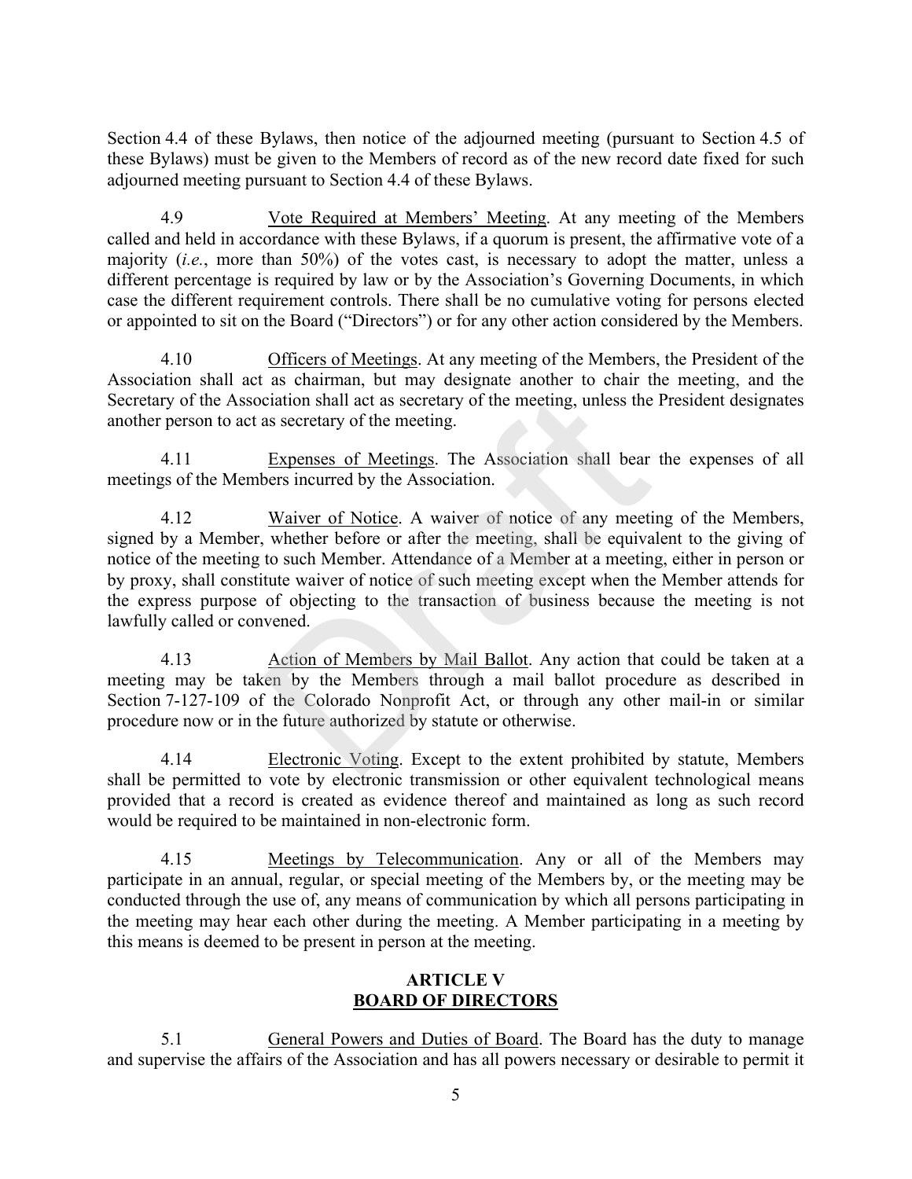Section 4.4 of these Bylaws, then notice of the adjourned meeting (pursuant to Section 4.5 of these Bylaws) must be given to the Members of record as of the new record date fixed for such adjourned meeting pursuant to Section 4.4 of these Bylaws.

4.9 Vote Required at Members' Meeting. At any meeting of the Members called and held in accordance with these Bylaws, if a quorum is present, the affirmative vote of a majority (*i.e.*, more than 50%) of the votes cast, is necessary to adopt the matter, unless a different percentage is required by law or by the Association's Governing Documents, in which case the different requirement controls. There shall be no cumulative voting for persons elected or appointed to sit on the Board ("Directors") or for any other action considered by the Members.

4.10 Officers of Meetings. At any meeting of the Members, the President of the Association shall act as chairman, but may designate another to chair the meeting, and the Secretary of the Association shall act as secretary of the meeting, unless the President designates another person to act as secretary of the meeting.

4.11 Expenses of Meetings. The Association shall bear the expenses of all meetings of the Members incurred by the Association.

4.12 Waiver of Notice. A waiver of notice of any meeting of the Members, signed by a Member, whether before or after the meeting, shall be equivalent to the giving of notice of the meeting to such Member. Attendance of a Member at a meeting, either in person or by proxy, shall constitute waiver of notice of such meeting except when the Member attends for the express purpose of objecting to the transaction of business because the meeting is not lawfully called or convened.

4.13 Action of Members by Mail Ballot. Any action that could be taken at a meeting may be taken by the Members through a mail ballot procedure as described in Section 7-127-109 of the Colorado Nonprofit Act, or through any other mail-in or similar procedure now or in the future authorized by statute or otherwise.

4.14 Electronic Voting. Except to the extent prohibited by statute, Members shall be permitted to vote by electronic transmission or other equivalent technological means provided that a record is created as evidence thereof and maintained as long as such record would be required to be maintained in non-electronic form.

4.15 Meetings by Telecommunication. Any or all of the Members may participate in an annual, regular, or special meeting of the Members by, or the meeting may be conducted through the use of, any means of communication by which all persons participating in the meeting may hear each other during the meeting. A Member participating in a meeting by this means is deemed to be present in person at the meeting.

## ARTICLE V
## BOARD OF DIRECTORS

5.1 General Powers and Duties of Board. The Board has the duty to manage and supervise the affairs of the Association and has all powers necessary or desirable to permit it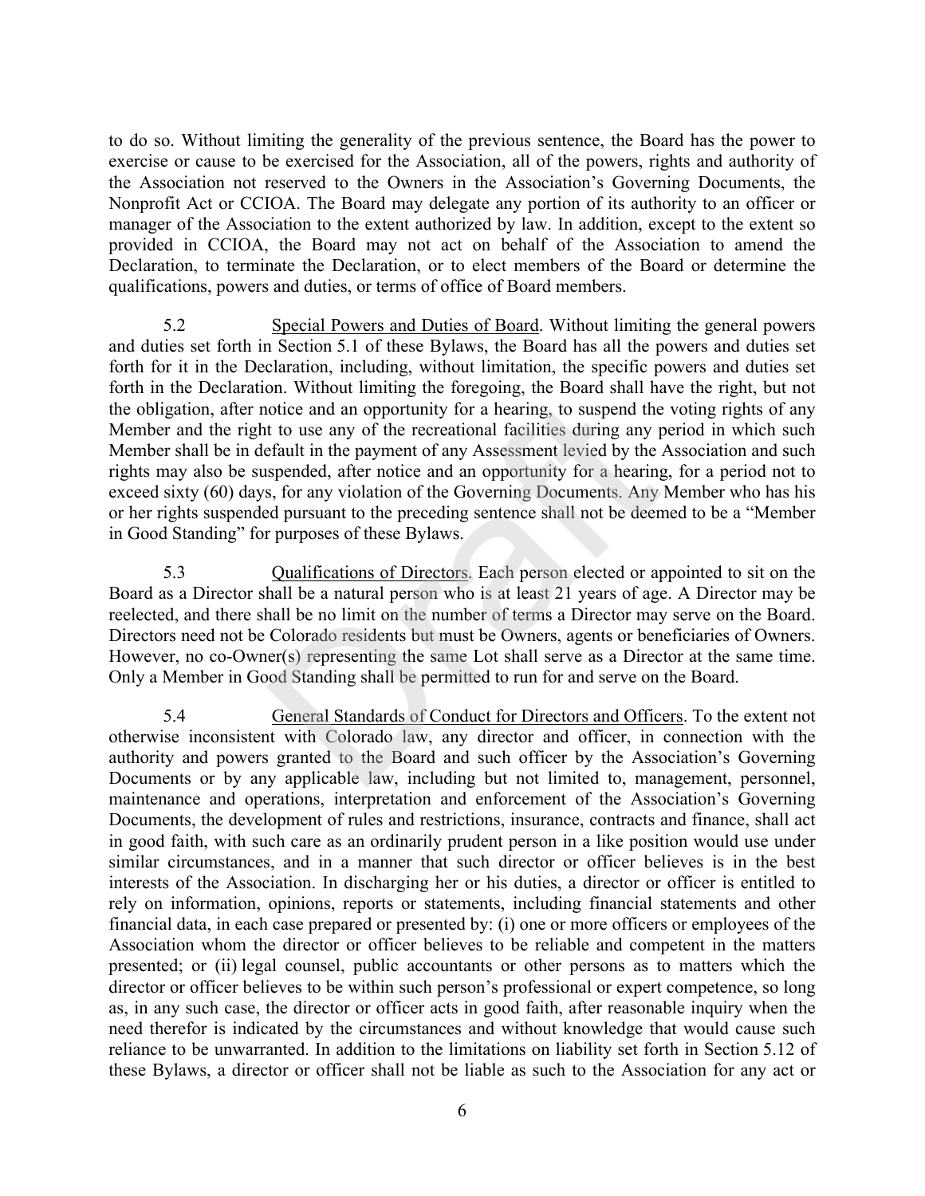to do so. Without limiting the generality of the previous sentence, the Board has the power to exercise or cause to be exercised for the Association, all of the powers, rights and authority of the Association not reserved to the Owners in the Association's Governing Documents, the Nonprofit Act or CCIOA. The Board may delegate any portion of its authority to an officer or manager of the Association to the extent authorized by law. In addition, except to the extent so provided in CCIOA, the Board may not act on behalf of the Association to amend the Declaration, to terminate the Declaration, or to elect members of the Board or determine the qualifications, powers and duties, or terms of office of Board members.

5.2 Special Powers and Duties of Board. Without limiting the general powers and duties set forth in Section 5.1 of these Bylaws, the Board has all the powers and duties set forth for it in the Declaration, including, without limitation, the specific powers and duties set forth in the Declaration. Without limiting the foregoing, the Board shall have the right, but not the obligation, after notice and an opportunity for a hearing, to suspend the voting rights of any Member and the right to use any of the recreational facilities during any period in which such Member shall be in default in the payment of any Assessment levied by the Association and such rights may also be suspended, after notice and an opportunity for a hearing, for a period not to exceed sixty (60) days, for any violation of the Governing Documents. Any Member who has his or her rights suspended pursuant to the preceding sentence shall not be deemed to be a "Member in Good Standing" for purposes of these Bylaws.

5.3 Qualifications of Directors. Each person elected or appointed to sit on the Board as a Director shall be a natural person who is at least 21 years of age. A Director may be reelected, and there shall be no limit on the number of terms a Director may serve on the Board. Directors need not be Colorado residents but must be Owners, agents or beneficiaries of Owners. However, no co-Owner(s) representing the same Lot shall serve as a Director at the same time. Only a Member in Good Standing shall be permitted to run for and serve on the Board.

5.4 General Standards of Conduct for Directors and Officers. To the extent not otherwise inconsistent with Colorado law, any director and officer, in connection with the authority and powers granted to the Board and such officer by the Association's Governing Documents or by any applicable law, including but not limited to, management, personnel, maintenance and operations, interpretation and enforcement of the Association's Governing Documents, the development of rules and restrictions, insurance, contracts and finance, shall act in good faith, with such care as an ordinarily prudent person in a like position would use under similar circumstances, and in a manner that such director or officer believes is in the best interests of the Association. In discharging her or his duties, a director or officer is entitled to rely on information, opinions, reports or statements, including financial statements and other financial data, in each case prepared or presented by: (i) one or more officers or employees of the Association whom the director or officer believes to be reliable and competent in the matters presented; or (ii) legal counsel, public accountants or other persons as to matters which the director or officer believes to be within such person's professional or expert competence, so long as, in any such case, the director or officer acts in good faith, after reasonable inquiry when the need therefor is indicated by the circumstances and without knowledge that would cause such reliance to be unwarranted. In addition to the limitations on liability set forth in Section 5.12 of these Bylaws, a director or officer shall not be liable as such to the Association for any act or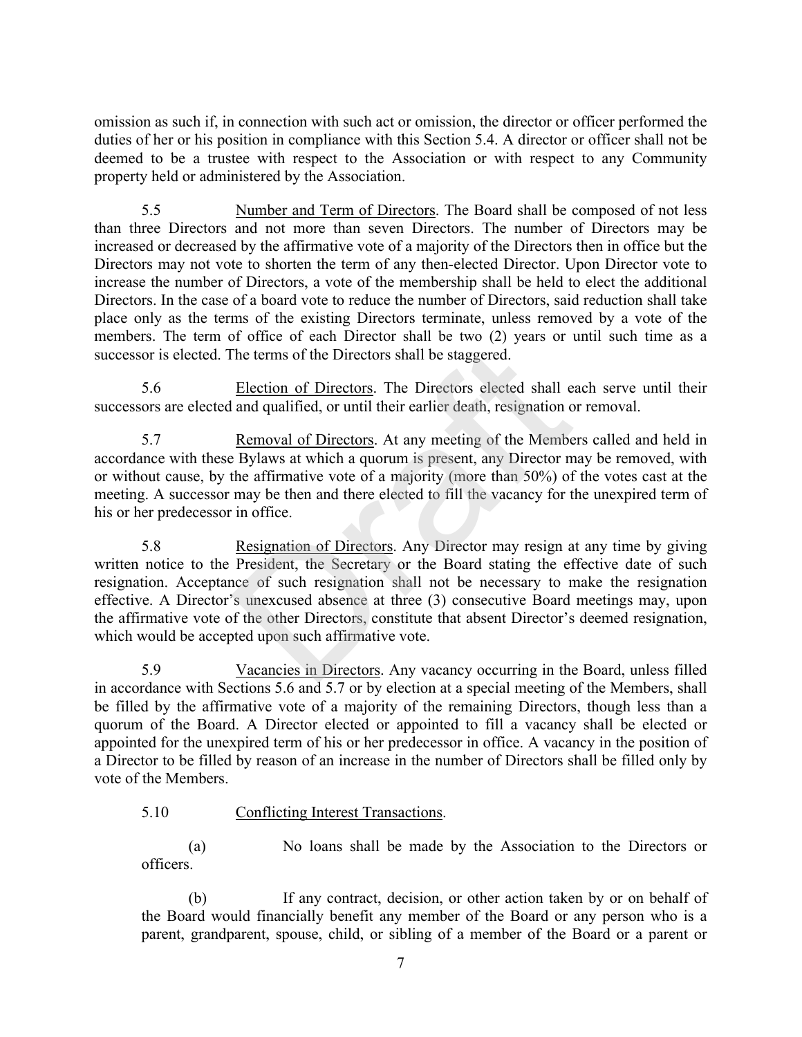omission as such if, in connection with such act or omission, the director or officer performed the duties of her or his position in compliance with this Section 5.4. A director or officer shall not be deemed to be a trustee with respect to the Association or with respect to any Community property held or administered by the Association.

5.5 Number and Term of Directors. The Board shall be composed of not less than three Directors and not more than seven Directors. The number of Directors may be increased or decreased by the affirmative vote of a majority of the Directors then in office but the Directors may not vote to shorten the term of any then-elected Director. Upon Director vote to increase the number of Directors, a vote of the membership shall be held to elect the additional Directors. In the case of a board vote to reduce the number of Directors, said reduction shall take place only as the terms of the existing Directors terminate, unless removed by a vote of the members. The term of office of each Director shall be two (2) years or until such time as a successor is elected. The terms of the Directors shall be staggered.

5.6 Election of Directors. The Directors elected shall each serve until their successors are elected and qualified, or until their earlier death, resignation or removal.

5.7 Removal of Directors. At any meeting of the Members called and held in accordance with these Bylaws at which a quorum is present, any Director may be removed, with or without cause, by the affirmative vote of a majority (more than 50%) of the votes cast at the meeting. A successor may be then and there elected to fill the vacancy for the unexpired term of his or her predecessor in office.

5.8 Resignation of Directors. Any Director may resign at any time by giving written notice to the President, the Secretary or the Board stating the effective date of such resignation. Acceptance of such resignation shall not be necessary to make the resignation effective. A Director's unexcused absence at three (3) consecutive Board meetings may, upon the affirmative vote of the other Directors, constitute that absent Director's deemed resignation, which would be accepted upon such affirmative vote.

5.9 Vacancies in Directors. Any vacancy occurring in the Board, unless filled in accordance with Sections 5.6 and 5.7 or by election at a special meeting of the Members, shall be filled by the affirmative vote of a majority of the remaining Directors, though less than a quorum of the Board. A Director elected or appointed to fill a vacancy shall be elected or appointed for the unexpired term of his or her predecessor in office. A vacancy in the position of a Director to be filled by reason of an increase in the number of Directors shall be filled only by vote of the Members.

5.10 Conflicting Interest Transactions.

(a) No loans shall be made by the Association to the Directors or officers.

(b) If any contract, decision, or other action taken by or on behalf of the Board would financially benefit any member of the Board or any person who is a parent, grandparent, spouse, child, or sibling of a member of the Board or a parent or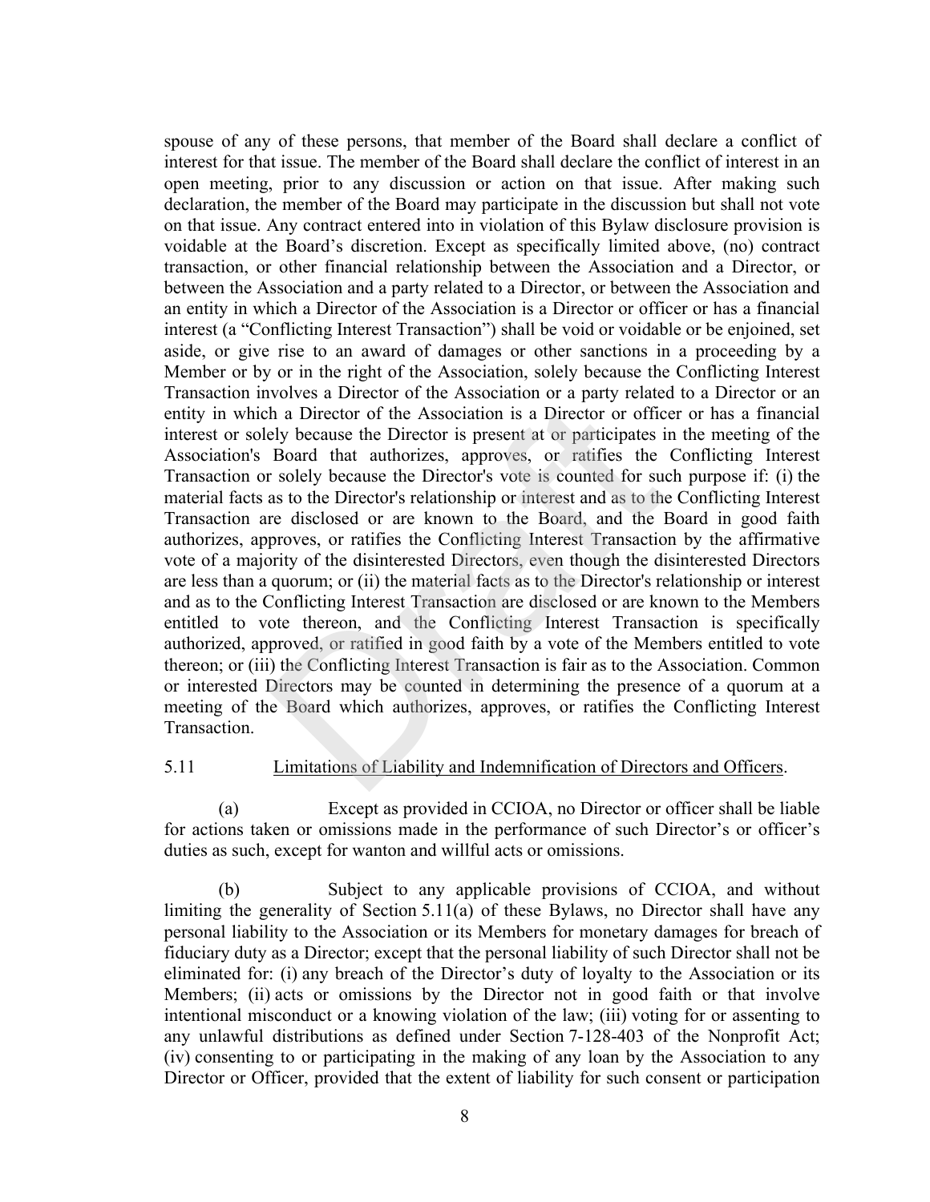spouse of any of these persons, that member of the Board shall declare a conflict of interest for that issue. The member of the Board shall declare the conflict of interest in an open meeting, prior to any discussion or action on that issue. After making such declaration, the member of the Board may participate in the discussion but shall not vote on that issue. Any contract entered into in violation of this Bylaw disclosure provision is voidable at the Board's discretion. Except as specifically limited above, (no) contract transaction, or other financial relationship between the Association and a Director, or between the Association and a party related to a Director, or between the Association and an entity in which a Director of the Association is a Director or officer or has a financial interest (a "Conflicting Interest Transaction") shall be void or voidable or be enjoined, set aside, or give rise to an award of damages or other sanctions in a proceeding by a Member or by or in the right of the Association, solely because the Conflicting Interest Transaction involves a Director of the Association or a party related to a Director or an entity in which a Director of the Association is a Director or officer or has a financial interest or solely because the Director is present at or participates in the meeting of the Association's Board that authorizes, approves, or ratifies the Conflicting Interest Transaction or solely because the Director's vote is counted for such purpose if: (i) the material facts as to the Director's relationship or interest and as to the Conflicting Interest Transaction are disclosed or are known to the Board, and the Board in good faith authorizes, approves, or ratifies the Conflicting Interest Transaction by the affirmative vote of a majority of the disinterested Directors, even though the disinterested Directors are less than a quorum; or (ii) the material facts as to the Director's relationship or interest and as to the Conflicting Interest Transaction are disclosed or are known to the Members entitled to vote thereon, and the Conflicting Interest Transaction is specifically authorized, approved, or ratified in good faith by a vote of the Members entitled to vote thereon; or (iii) the Conflicting Interest Transaction is fair as to the Association. Common or interested Directors may be counted in determining the presence of a quorum at a meeting of the Board which authorizes, approves, or ratifies the Conflicting Interest Transaction.

5.11 Limitations of Liability and Indemnification of Directors and Officers.

(a) Except as provided in CCIOA, no Director or officer shall be liable for actions taken or omissions made in the performance of such Director's or officer's duties as such, except for wanton and willful acts or omissions.

(b) Subject to any applicable provisions of CCIOA, and without limiting the generality of Section 5.11(a) of these Bylaws, no Director shall have any personal liability to the Association or its Members for monetary damages for breach of fiduciary duty as a Director; except that the personal liability of such Director shall not be eliminated for: (i) any breach of the Director's duty of loyalty to the Association or its Members; (ii) acts or omissions by the Director not in good faith or that involve intentional misconduct or a knowing violation of the law; (iii) voting for or assenting to any unlawful distributions as defined under Section 7-128-403 of the Nonprofit Act; (iv) consenting to or participating in the making of any loan by the Association to any Director or Officer, provided that the extent of liability for such consent or participation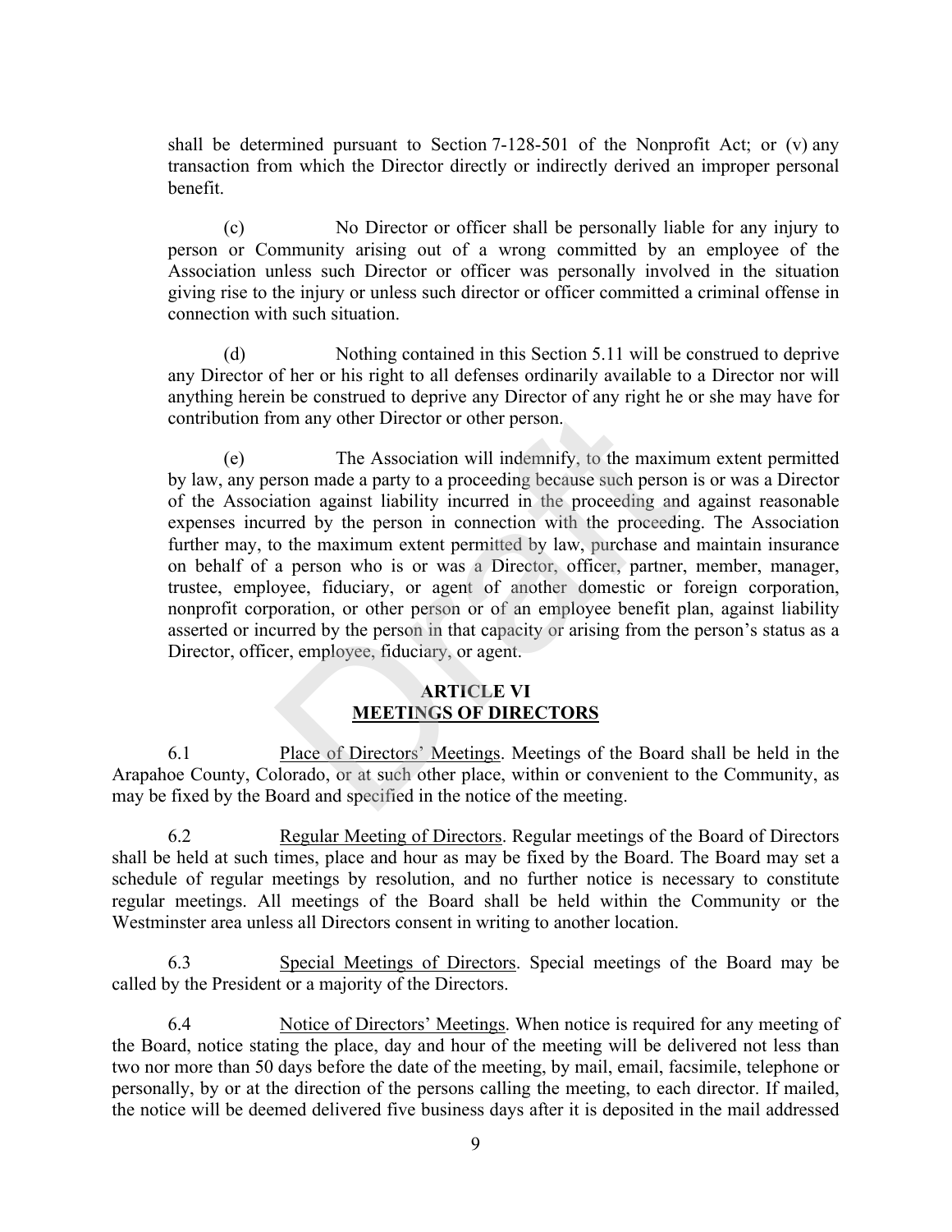shall be determined pursuant to Section 7-128-501 of the Nonprofit Act; or (v) any transaction from which the Director directly or indirectly derived an improper personal benefit.

(c) No Director or officer shall be personally liable for any injury to person or Community arising out of a wrong committed by an employee of the Association unless such Director or officer was personally involved in the situation giving rise to the injury or unless such director or officer committed a criminal offense in connection with such situation.

(d) Nothing contained in this Section 5.11 will be construed to deprive any Director of her or his right to all defenses ordinarily available to a Director nor will anything herein be construed to deprive any Director of any right he or she may have for contribution from any other Director or other person.

(e) The Association will indemnify, to the maximum extent permitted by law, any person made a party to a proceeding because such person is or was a Director of the Association against liability incurred in the proceeding and against reasonable expenses incurred by the person in connection with the proceeding. The Association further may, to the maximum extent permitted by law, purchase and maintain insurance on behalf of a person who is or was a Director, officer, partner, member, manager, trustee, employee, fiduciary, or agent of another domestic or foreign corporation, nonprofit corporation, or other person or of an employee benefit plan, against liability asserted or incurred by the person in that capacity or arising from the person's status as a Director, officer, employee, fiduciary, or agent.

## ARTICLE VI
## MEETINGS OF DIRECTORS

6.1 Place of Directors' Meetings. Meetings of the Board shall be held in the Arapahoe County, Colorado, or at such other place, within or convenient to the Community, as may be fixed by the Board and specified in the notice of the meeting.

6.2 Regular Meeting of Directors. Regular meetings of the Board of Directors shall be held at such times, place and hour as may be fixed by the Board. The Board may set a schedule of regular meetings by resolution, and no further notice is necessary to constitute regular meetings. All meetings of the Board shall be held within the Community or the Westminster area unless all Directors consent in writing to another location.

6.3 Special Meetings of Directors. Special meetings of the Board may be called by the President or a majority of the Directors.

6.4 Notice of Directors' Meetings. When notice is required for any meeting of the Board, notice stating the place, day and hour of the meeting will be delivered not less than two nor more than 50 days before the date of the meeting, by mail, email, facsimile, telephone or personally, by or at the direction of the persons calling the meeting, to each director. If mailed, the notice will be deemed delivered five business days after it is deposited in the mail addressed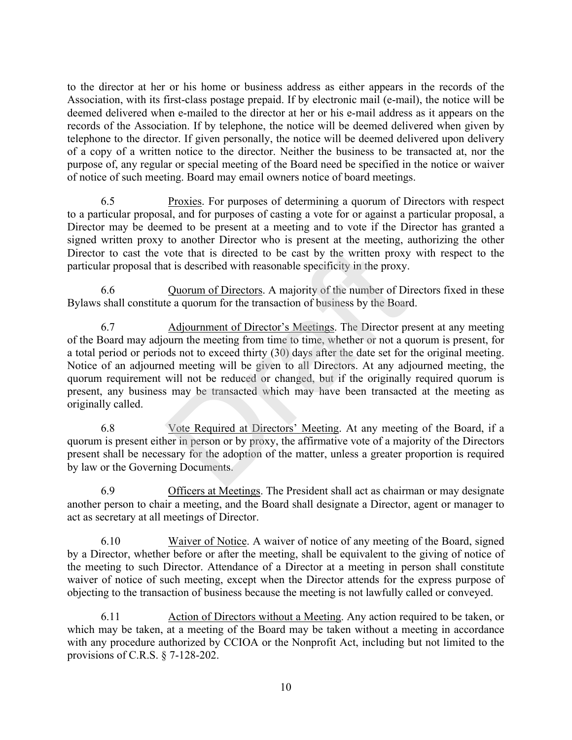to the director at her or his home or business address as either appears in the records of the Association, with its first-class postage prepaid. If by electronic mail (e-mail), the notice will be deemed delivered when e-mailed to the director at her or his e-mail address as it appears on the records of the Association. If by telephone, the notice will be deemed delivered when given by telephone to the director. If given personally, the notice will be deemed delivered upon delivery of a copy of a written notice to the director. Neither the business to be transacted at, nor the purpose of, any regular or special meeting of the Board need be specified in the notice or waiver of notice of such meeting. Board may email owners notice of board meetings.

6.5 Proxies. For purposes of determining a quorum of Directors with respect to a particular proposal, and for purposes of casting a vote for or against a particular proposal, a Director may be deemed to be present at a meeting and to vote if the Director has granted a signed written proxy to another Director who is present at the meeting, authorizing the other Director to cast the vote that is directed to be cast by the written proxy with respect to the particular proposal that is described with reasonable specificity in the proxy.

6.6 Quorum of Directors. A majority of the number of Directors fixed in these Bylaws shall constitute a quorum for the transaction of business by the Board.

6.7 Adjournment of Director's Meetings. The Director present at any meeting of the Board may adjourn the meeting from time to time, whether or not a quorum is present, for a total period or periods not to exceed thirty (30) days after the date set for the original meeting. Notice of an adjourned meeting will be given to all Directors. At any adjourned meeting, the quorum requirement will not be reduced or changed, but if the originally required quorum is present, any business may be transacted which may have been transacted at the meeting as originally called.

6.8 Vote Required at Directors' Meeting. At any meeting of the Board, if a quorum is present either in person or by proxy, the affirmative vote of a majority of the Directors present shall be necessary for the adoption of the matter, unless a greater proportion is required by law or the Governing Documents.

6.9 Officers at Meetings. The President shall act as chairman or may designate another person to chair a meeting, and the Board shall designate a Director, agent or manager to act as secretary at all meetings of Director.

6.10 Waiver of Notice. A waiver of notice of any meeting of the Board, signed by a Director, whether before or after the meeting, shall be equivalent to the giving of notice of the meeting to such Director. Attendance of a Director at a meeting in person shall constitute waiver of notice of such meeting, except when the Director attends for the express purpose of objecting to the transaction of business because the meeting is not lawfully called or conveyed.

6.11 Action of Directors without a Meeting. Any action required to be taken, or which may be taken, at a meeting of the Board may be taken without a meeting in accordance with any procedure authorized by CCIOA or the Nonprofit Act, including but not limited to the provisions of C.R.S. § 7-128-202.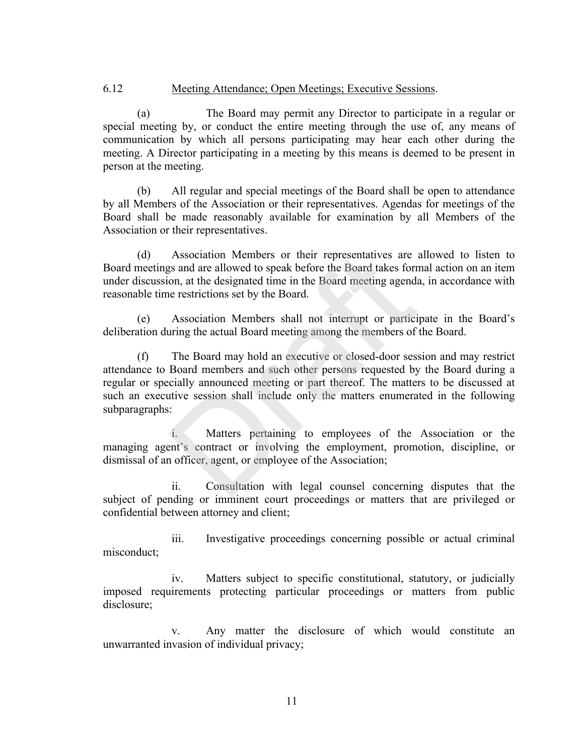6.12 Meeting Attendance; Open Meetings; Executive Sessions.

(a) The Board may permit any Director to participate in a regular or special meeting by, or conduct the entire meeting through the use of, any means of communication by which all persons participating may hear each other during the meeting. A Director participating in a meeting by this means is deemed to be present in person at the meeting.

(b) All regular and special meetings of the Board shall be open to attendance by all Members of the Association or their representatives. Agendas for meetings of the Board shall be made reasonably available for examination by all Members of the Association or their representatives.

(d) Association Members or their representatives are allowed to listen to Board meetings and are allowed to speak before the Board takes formal action on an item under discussion, at the designated time in the Board meeting agenda, in accordance with reasonable time restrictions set by the Board.

(e) Association Members shall not interrupt or participate in the Board's deliberation during the actual Board meeting among the members of the Board.

(f) The Board may hold an executive or closed-door session and may restrict attendance to Board members and such other persons requested by the Board during a regular or specially announced meeting or part thereof. The matters to be discussed at such an executive session shall include only the matters enumerated in the following subparagraphs:

i. Matters pertaining to employees of the Association or the managing agent's contract or involving the employment, promotion, discipline, or dismissal of an officer, agent, or employee of the Association;

ii. Consultation with legal counsel concerning disputes that the subject of pending or imminent court proceedings or matters that are privileged or confidential between attorney and client;

iii. Investigative proceedings concerning possible or actual criminal misconduct;

iv. Matters subject to specific constitutional, statutory, or judicially imposed requirements protecting particular proceedings or matters from public disclosure;

v. Any matter the disclosure of which would constitute an unwarranted invasion of individual privacy;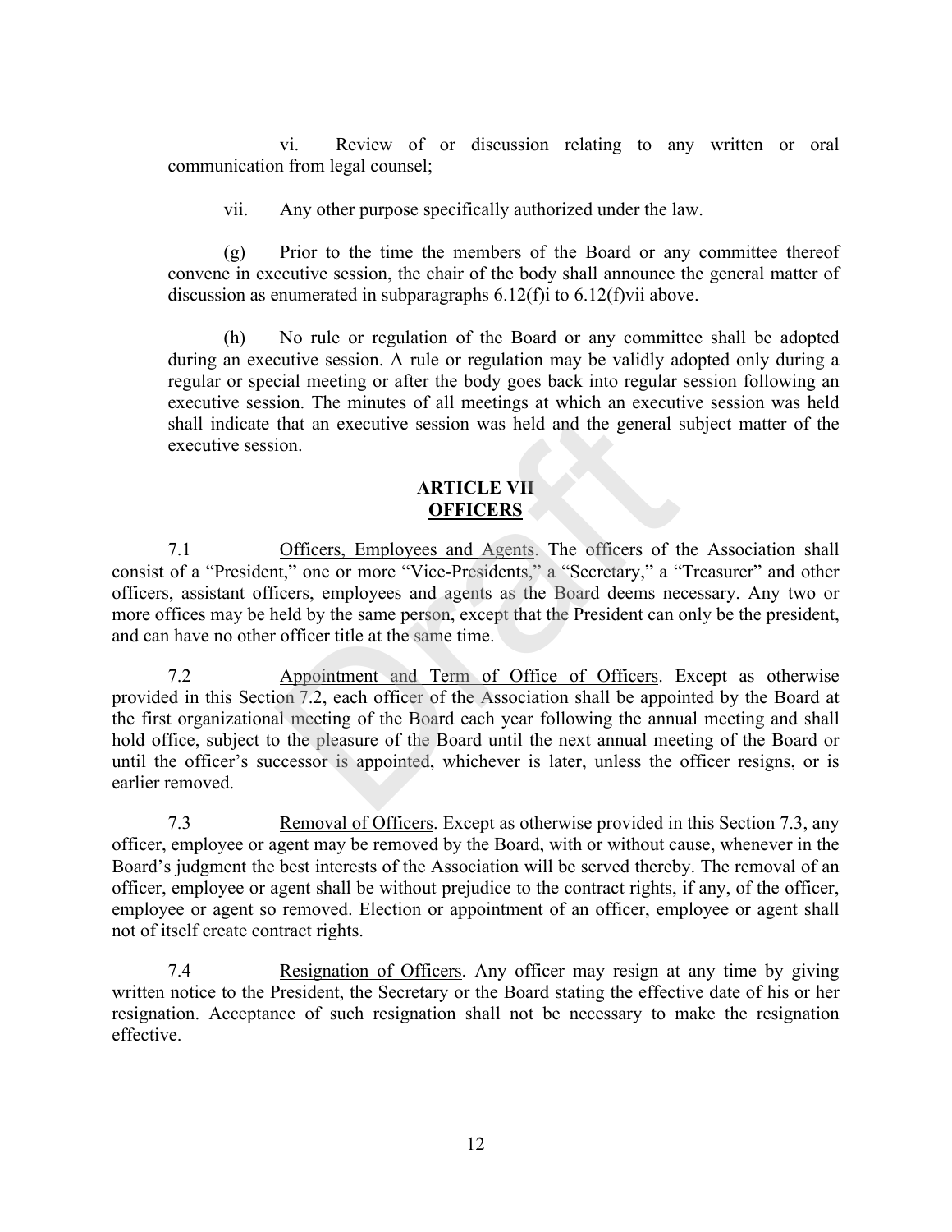vi. Review of or discussion relating to any written or oral communication from legal counsel;

vii. Any other purpose specifically authorized under the law.

(g) Prior to the time the members of the Board or any committee thereof convene in executive session, the chair of the body shall announce the general matter of discussion as enumerated in subparagraphs 6.12(f)i to 6.12(f)vii above.

(h) No rule or regulation of the Board or any committee shall be adopted during an executive session. A rule or regulation may be validly adopted only during a regular or special meeting or after the body goes back into regular session following an executive session. The minutes of all meetings at which an executive session was held shall indicate that an executive session was held and the general subject matter of the executive session.

## ARTICLE VII
## OFFICERS

7.1 Officers, Employees and Agents. The officers of the Association shall consist of a "President," one or more "Vice-Presidents," a "Secretary," a "Treasurer" and other officers, assistant officers, employees and agents as the Board deems necessary. Any two or more offices may be held by the same person, except that the President can only be the president, and can have no other officer title at the same time.

7.2 Appointment and Term of Office of Officers. Except as otherwise provided in this Section 7.2, each officer of the Association shall be appointed by the Board at the first organizational meeting of the Board each year following the annual meeting and shall hold office, subject to the pleasure of the Board until the next annual meeting of the Board or until the officer's successor is appointed, whichever is later, unless the officer resigns, or is earlier removed.

7.3 Removal of Officers. Except as otherwise provided in this Section 7.3, any officer, employee or agent may be removed by the Board, with or without cause, whenever in the Board's judgment the best interests of the Association will be served thereby. The removal of an officer, employee or agent shall be without prejudice to the contract rights, if any, of the officer, employee or agent so removed. Election or appointment of an officer, employee or agent shall not of itself create contract rights.

7.4 Resignation of Officers. Any officer may resign at any time by giving written notice to the President, the Secretary or the Board stating the effective date of his or her resignation. Acceptance of such resignation shall not be necessary to make the resignation effective.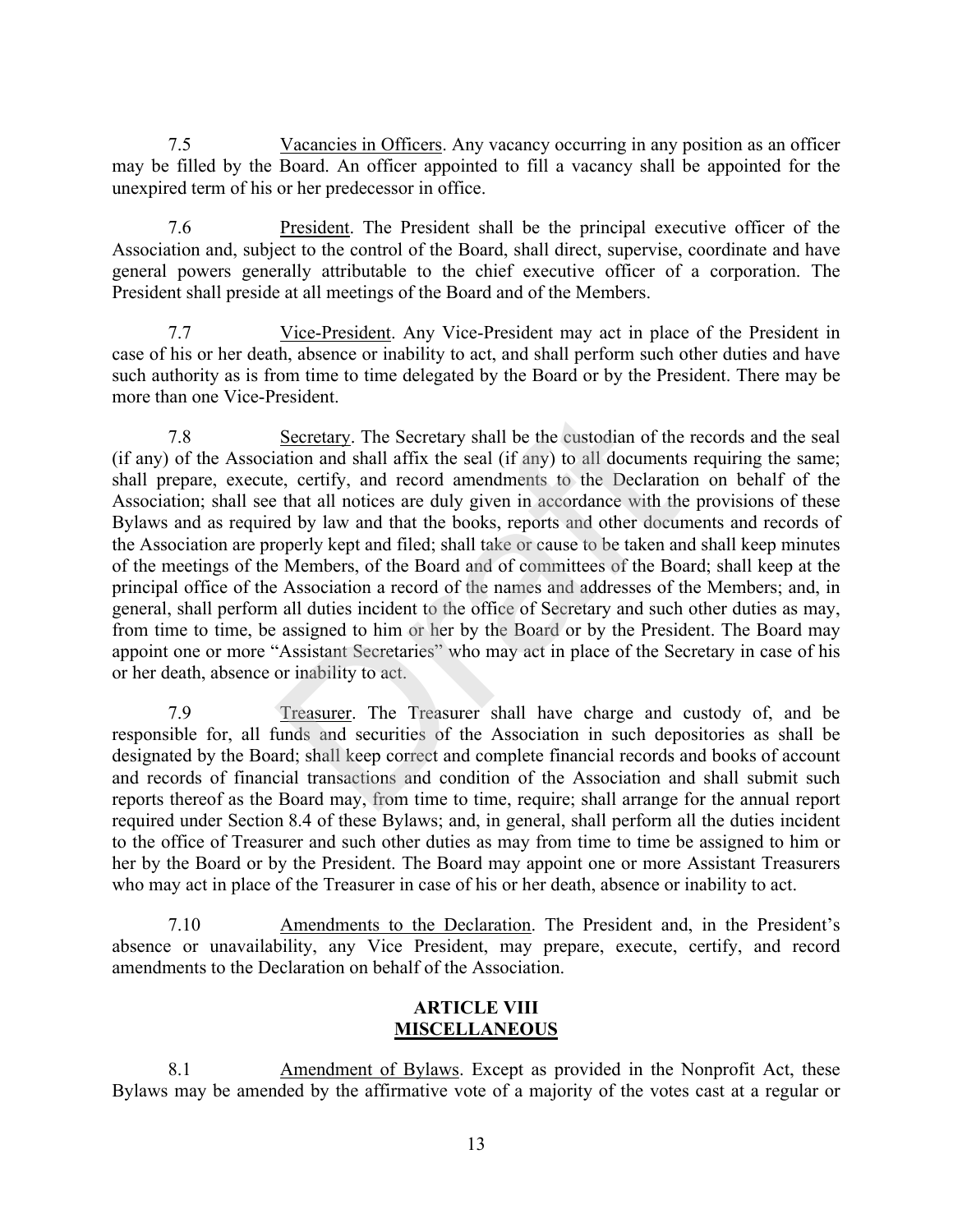7.5 Vacancies in Officers. Any vacancy occurring in any position as an officer may be filled by the Board. An officer appointed to fill a vacancy shall be appointed for the unexpired term of his or her predecessor in office.

7.6 President. The President shall be the principal executive officer of the Association and, subject to the control of the Board, shall direct, supervise, coordinate and have general powers generally attributable to the chief executive officer of a corporation. The President shall preside at all meetings of the Board and of the Members.

7.7 Vice-President. Any Vice-President may act in place of the President in case of his or her death, absence or inability to act, and shall perform such other duties and have such authority as is from time to time delegated by the Board or by the President. There may be more than one Vice-President.

7.8 Secretary. The Secretary shall be the custodian of the records and the seal (if any) of the Association and shall affix the seal (if any) to all documents requiring the same; shall prepare, execute, certify, and record amendments to the Declaration on behalf of the Association; shall see that all notices are duly given in accordance with the provisions of these Bylaws and as required by law and that the books, reports and other documents and records of the Association are properly kept and filed; shall take or cause to be taken and shall keep minutes of the meetings of the Members, of the Board and of committees of the Board; shall keep at the principal office of the Association a record of the names and addresses of the Members; and, in general, shall perform all duties incident to the office of Secretary and such other duties as may, from time to time, be assigned to him or her by the Board or by the President. The Board may appoint one or more "Assistant Secretaries" who may act in place of the Secretary in case of his or her death, absence or inability to act.

7.9 Treasurer. The Treasurer shall have charge and custody of, and be responsible for, all funds and securities of the Association in such depositories as shall be designated by the Board; shall keep correct and complete financial records and books of account and records of financial transactions and condition of the Association and shall submit such reports thereof as the Board may, from time to time, require; shall arrange for the annual report required under Section 8.4 of these Bylaws; and, in general, shall perform all the duties incident to the office of Treasurer and such other duties as may from time to time be assigned to him or her by the Board or by the President. The Board may appoint one or more Assistant Treasurers who may act in place of the Treasurer in case of his or her death, absence or inability to act.

7.10 Amendments to the Declaration. The President and, in the President's absence or unavailability, any Vice President, may prepare, execute, certify, and record amendments to the Declaration on behalf of the Association.

## ARTICLE VIII
## MISCELLANEOUS

8.1 Amendment of Bylaws. Except as provided in the Nonprofit Act, these Bylaws may be amended by the affirmative vote of a majority of the votes cast at a regular or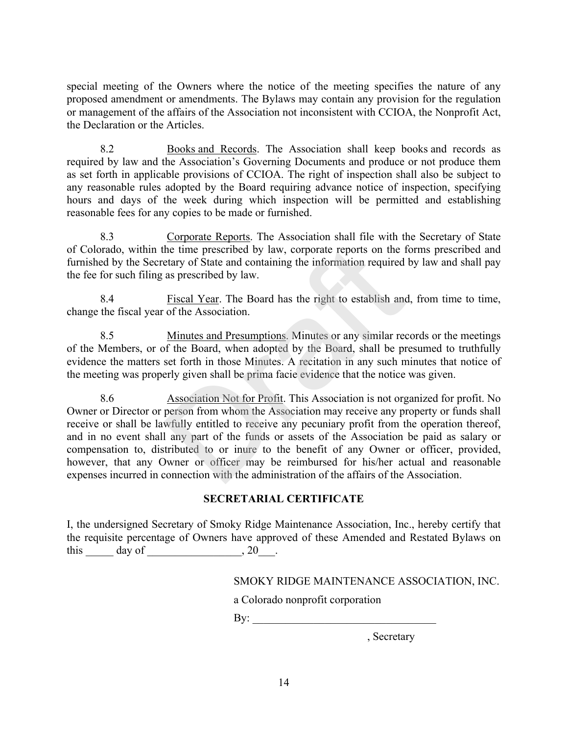special meeting of the Owners where the notice of the meeting specifies the nature of any proposed amendment or amendments. The Bylaws may contain any provision for the regulation or management of the affairs of the Association not inconsistent with CCIOA, the Nonprofit Act, the Declaration or the Articles.

8.2 Books and Records. The Association shall keep books and records as required by law and the Association's Governing Documents and produce or not produce them as set forth in applicable provisions of CCIOA. The right of inspection shall also be subject to any reasonable rules adopted by the Board requiring advance notice of inspection, specifying hours and days of the week during which inspection will be permitted and establishing reasonable fees for any copies to be made or furnished.

8.3 Corporate Reports. The Association shall file with the Secretary of State of Colorado, within the time prescribed by law, corporate reports on the forms prescribed and furnished by the Secretary of State and containing the information required by law and shall pay the fee for such filing as prescribed by law.

8.4 Fiscal Year. The Board has the right to establish and, from time to time, change the fiscal year of the Association.

8.5 Minutes and Presumptions. Minutes or any similar records or the meetings of the Members, or of the Board, when adopted by the Board, shall be presumed to truthfully evidence the matters set forth in those Minutes. A recitation in any such minutes that notice of the meeting was properly given shall be prima facie evidence that the notice was given.

8.6 Association Not for Profit. This Association is not organized for profit. No Owner or Director or person from whom the Association may receive any property or funds shall receive or shall be lawfully entitled to receive any pecuniary profit from the operation thereof, and in no event shall any part of the funds or assets of the Association be paid as salary or compensation to, distributed to or inure to the benefit of any Owner or officer, provided, however, that any Owner or officer may be reimbursed for his/her actual and reasonable expenses incurred in connection with the administration of the affairs of the Association.

## SECRETARIAL CERTIFICATE

I, the undersigned Secretary of Smoky Ridge Maintenance Association, Inc., hereby certify that the requisite percentage of Owners have approved of these Amended and Restated Bylaws on this _____ day of _________________, 20___.

SMOKY RIDGE MAINTENANCE ASSOCIATION, INC.

a Colorado nonprofit corporation

By: _________________________________

, Secretary